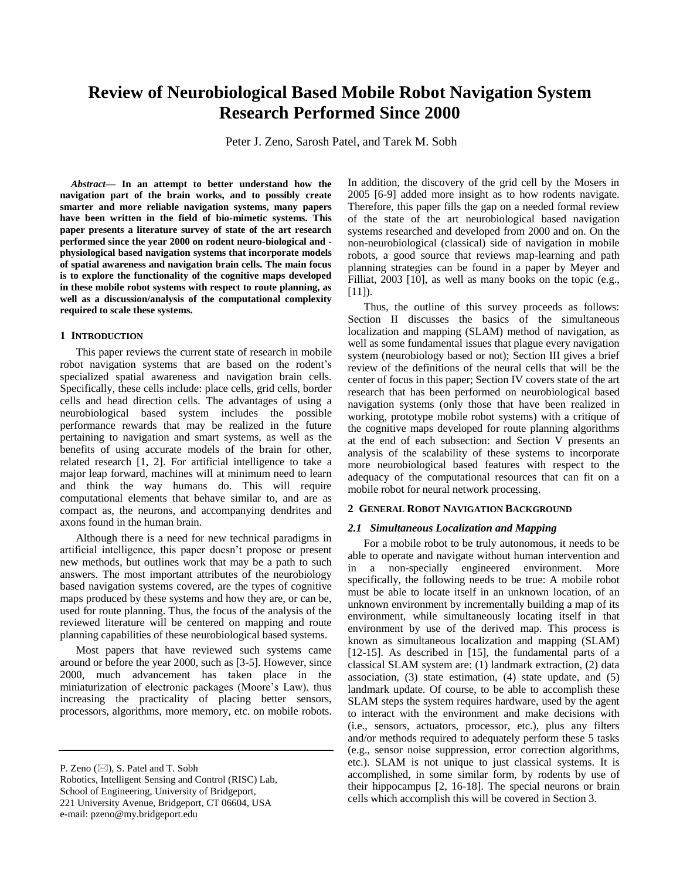# Review of Neurobiological Based Mobile Robot Navigation System Research Performed Since 2000

Peter J. Zeno, Sarosh Patel, and Tarek M. Sobh

***Abstract*— In an attempt to better understand how the navigation part of the brain works, and to possibly create smarter and more reliable navigation systems, many papers have been written in the field of bio-mimetic systems. This paper presents a literature survey of state of the art research performed since the year 2000 on rodent neuro-biological and -physiological based navigation systems that incorporate models of spatial awareness and navigation brain cells. The main focus is to explore the functionality of the cognitive maps developed in these mobile robot systems with respect to route planning, as well as a discussion/analysis of the computational complexity required to scale these systems.**

## 1 Introduction

This paper reviews the current state of research in mobile robot navigation systems that are based on the rodent's specialized spatial awareness and navigation brain cells. Specifically, these cells include: place cells, grid cells, border cells and head direction cells. The advantages of using a neurobiological based system includes the possible performance rewards that may be realized in the future pertaining to navigation and smart systems, as well as the benefits of using accurate models of the brain for other, related research [1, 2]. For artificial intelligence to take a major leap forward, machines will at minimum need to learn and think the way humans do. This will require computational elements that behave similar to, and are as compact as, the neurons, and accompanying dendrites and axons found in the human brain.

Although there is a need for new technical paradigms in artificial intelligence, this paper doesn't propose or present new methods, but outlines work that may be a path to such answers. The most important attributes of the neurobiology based navigation systems covered, are the types of cognitive maps produced by these systems and how they are, or can be, used for route planning. Thus, the focus of the analysis of the reviewed literature will be centered on mapping and route planning capabilities of these neurobiological based systems.

Most papers that have reviewed such systems came around or before the year 2000, such as [3-5]. However, since 2000, much advancement has taken place in the miniaturization of electronic packages (Moore's Law), thus increasing the practicality of placing better sensors, processors, algorithms, more memory, etc. on mobile robots. In addition, the discovery of the grid cell by the Mosers in 2005 [6-9] added more insight as to how rodents navigate. Therefore, this paper fills the gap on a needed formal review of the state of the art neurobiological based navigation systems researched and developed from 2000 and on. On the non-neurobiological (classical) side of navigation in mobile robots, a good source that reviews map-learning and path planning strategies can be found in a paper by Meyer and Filliat, 2003 [10], as well as many books on the topic (e.g., [11]).

Thus, the outline of this survey proceeds as follows: Section II discusses the basics of the simultaneous localization and mapping (SLAM) method of navigation, as well as some fundamental issues that plague every navigation system (neurobiology based or not); Section III gives a brief review of the definitions of the neural cells that will be the center of focus in this paper; Section IV covers state of the art research that has been performed on neurobiological based navigation systems (only those that have been realized in working, prototype mobile robot systems) with a critique of the cognitive maps developed for route planning algorithms at the end of each subsection: and Section V presents an analysis of the scalability of these systems to incorporate more neurobiological based features with respect to the adequacy of the computational resources that can fit on a mobile robot for neural network processing.

## 2 General Robot Navigation Background

### 2.1 Simultaneous Localization and Mapping

For a mobile robot to be truly autonomous, it needs to be able to operate and navigate without human intervention and in a non-specially engineered environment. More specifically, the following needs to be true: A mobile robot must be able to locate itself in an unknown location, of an unknown environment by incrementally building a map of its environment, while simultaneously locating itself in that environment by use of the derived map. This process is known as simultaneous localization and mapping (SLAM) [12-15]. As described in [15], the fundamental parts of a classical SLAM system are: (1) landmark extraction, (2) data association, (3) state estimation, (4) state update, and (5) landmark update. Of course, to be able to accomplish these SLAM steps the system requires hardware, used by the agent to interact with the environment and make decisions with (i.e., sensors, actuators, processor, etc.), plus any filters and/or methods required to adequately perform these 5 tasks (e.g., sensor noise suppression, error correction algorithms, etc.). SLAM is not unique to just classical systems. It is accomplished, in some similar form, by rodents by use of their hippocampus [2, 16-18]. The special neurons or brain cells which accomplish this will be covered in Section 3.

P. Zeno (✉), S. Patel and T. Sobh
Robotics, Intelligent Sensing and Control (RISC) Lab,
School of Engineering, University of Bridgeport,
221 University Avenue, Bridgeport, CT 06604, USA
e-mail: pzeno@my.bridgeport.edu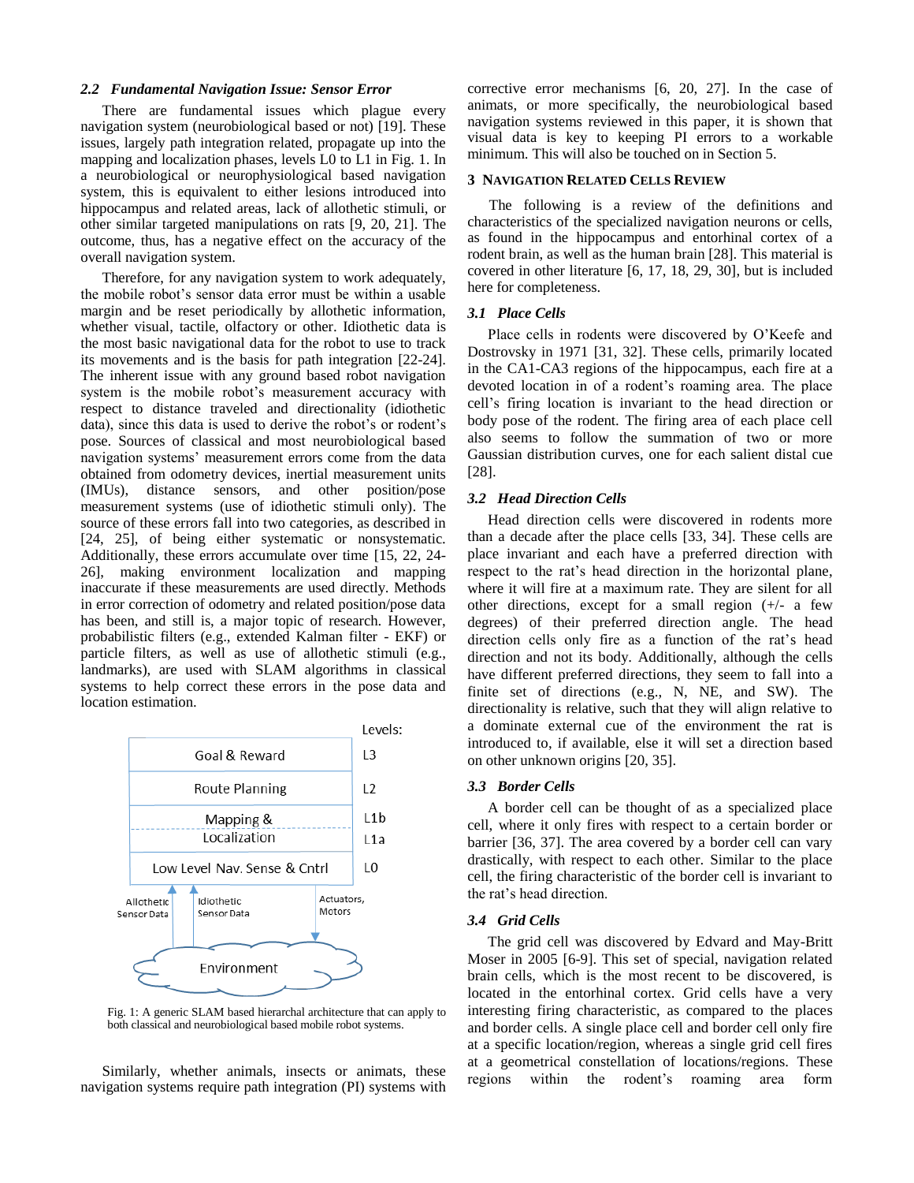### 2.2 *Fundamental Navigation Issue: Sensor Error*

There are fundamental issues which plague every navigation system (neurobiological based or not) [19]. These issues, largely path integration related, propagate up into the mapping and localization phases, levels L0 to L1 in Fig. 1. In a neurobiological or neurophysiological based navigation system, this is equivalent to either lesions introduced into hippocampus and related areas, lack of allothetic stimuli, or other similar targeted manipulations on rats [9, 20, 21]. The outcome, thus, has a negative effect on the accuracy of the overall navigation system.

Therefore, for any navigation system to work adequately, the mobile robot's sensor data error must be within a usable margin and be reset periodically by allothetic information, whether visual, tactile, olfactory or other. Idiothetic data is the most basic navigational data for the robot to use to track its movements and is the basis for path integration [22-24]. The inherent issue with any ground based robot navigation system is the mobile robot's measurement accuracy with respect to distance traveled and directionality (idiothetic data), since this data is used to derive the robot's or rodent's pose. Sources of classical and most neurobiological based navigation systems' measurement errors come from the data obtained from odometry devices, inertial measurement units (IMUs), distance sensors, and other position/pose measurement systems (use of idiothetic stimuli only). The source of these errors fall into two categories, as described in [24, 25], of being either systematic or nonsystematic. Additionally, these errors accumulate over time [15, 22, 24-26], making environment localization and mapping inaccurate if these measurements are used directly. Methods in error correction of odometry and related position/pose data has been, and still is, a major topic of research. However, probabilistic filters (e.g., extended Kalman filter - EKF) or particle filters, as well as use of allothetic stimuli (e.g., landmarks), are used with SLAM algorithms in classical systems to help correct these errors in the pose data and location estimation.

| Levels: | |
|---|---|
| Goal & Reward | L3 |
| Route Planning | L2 |
| Mapping & | L1b |
| Localization | L1a |
| Low Level Nav. Sense & Cntrl | L0 |

Allothetic Sensor Data — Idiothetic Sensor Data — Actuators, Motors — Environment

Fig. 1: A generic SLAM based hierarchal architecture that can apply to both classical and neurobiological based mobile robot systems.

Similarly, whether animals, insects or animats, these navigation systems require path integration (PI) systems with corrective error mechanisms [6, 20, 27]. In the case of animats, or more specifically, the neurobiological based navigation systems reviewed in this paper, it is shown that visual data is key to keeping PI errors to a workable minimum. This will also be touched on in Section 5.

## 3 Navigation Related Cells Review

The following is a review of the definitions and characteristics of the specialized navigation neurons or cells, as found in the hippocampus and entorhinal cortex of a rodent brain, as well as the human brain [28]. This material is covered in other literature [6, 17, 18, 29, 30], but is included here for completeness.

### 3.1 *Place Cells*

Place cells in rodents were discovered by O'Keefe and Dostrovsky in 1971 [31, 32]. These cells, primarily located in the CA1-CA3 regions of the hippocampus, each fire at a devoted location in of a rodent's roaming area. The place cell's firing location is invariant to the head direction or body pose of the rodent. The firing area of each place cell also seems to follow the summation of two or more Gaussian distribution curves, one for each salient distal cue [28].

### 3.2 *Head Direction Cells*

Head direction cells were discovered in rodents more than a decade after the place cells [33, 34]. These cells are place invariant and each have a preferred direction with respect to the rat's head direction in the horizontal plane, where it will fire at a maximum rate. They are silent for all other directions, except for a small region (+/- a few degrees) of their preferred direction angle. The head direction cells only fire as a function of the rat's head direction and not its body. Additionally, although the cells have different preferred directions, they seem to fall into a finite set of directions (e.g., N, NE, and SW). The directionality is relative, such that they will align relative to a dominate external cue of the environment the rat is introduced to, if available, else it will set a direction based on other unknown origins [20, 35].

### 3.3 *Border Cells*

A border cell can be thought of as a specialized place cell, where it only fires with respect to a certain border or barrier [36, 37]. The area covered by a border cell can vary drastically, with respect to each other. Similar to the place cell, the firing characteristic of the border cell is invariant to the rat's head direction.

### 3.4 *Grid Cells*

The grid cell was discovered by Edvard and May-Britt Moser in 2005 [6-9]. This set of special, navigation related brain cells, which is the most recent to be discovered, is located in the entorhinal cortex. Grid cells have a very interesting firing characteristic, as compared to the places and border cells. A single place cell and border cell only fire at a specific location/region, whereas a single grid cell fires at a geometrical constellation of locations/regions. These regions within the rodent's roaming area form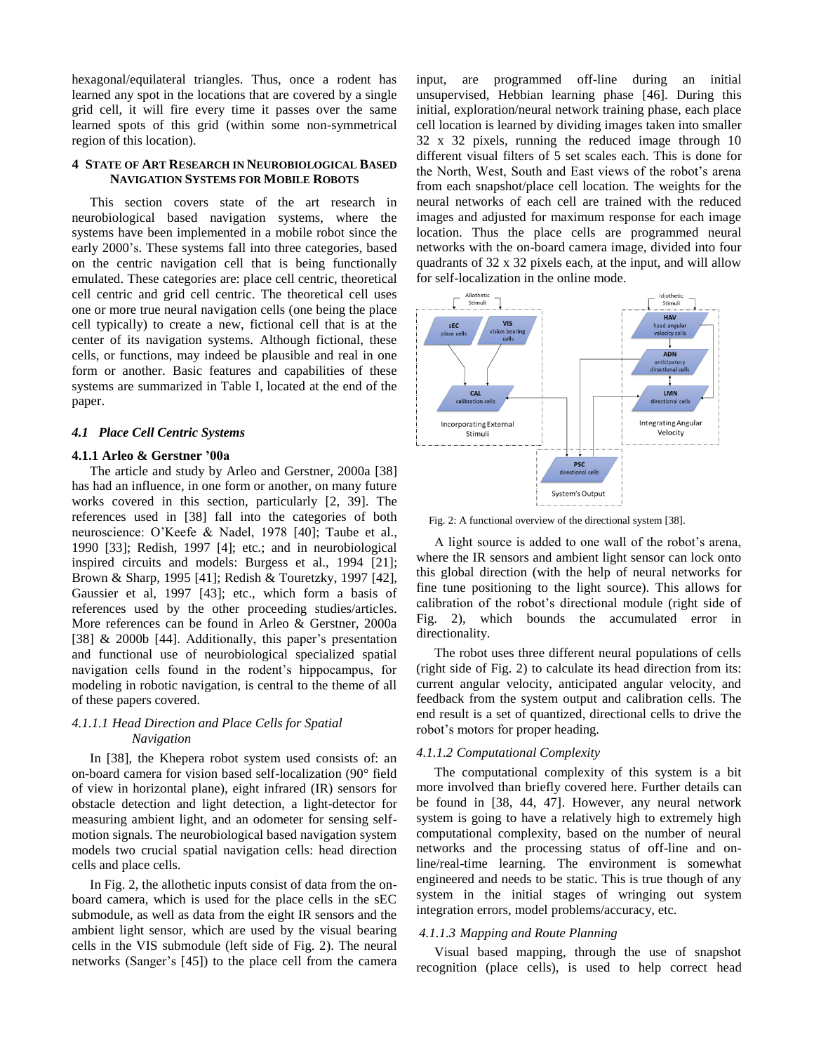hexagonal/equilateral triangles. Thus, once a rodent has learned any spot in the locations that are covered by a single grid cell, it will fire every time it passes over the same learned spots of this grid (within some non-symmetrical region of this location).

## 4 State of Art Research in Neurobiological Based Navigation Systems for Mobile Robots

This section covers state of the art research in neurobiological based navigation systems, where the systems have been implemented in a mobile robot since the early 2000's. These systems fall into three categories, based on the centric navigation cell that is being functionally emulated. These categories are: place cell centric, theoretical cell centric and grid cell centric. The theoretical cell uses one or more true neural navigation cells (one being the place cell typically) to create a new, fictional cell that is at the center of its navigation systems. Although fictional, these cells, or functions, may indeed be plausible and real in one form or another. Basic features and capabilities of these systems are summarized in Table I, located at the end of the paper.

### *4.1 Place Cell Centric Systems*

#### 4.1.1 Arleo & Gerstner '00a

The article and study by Arleo and Gerstner, 2000a [38] has had an influence, in one form or another, on many future works covered in this section, particularly [2, 39]. The references used in [38] fall into the categories of both neuroscience: O'Keefe & Nadel, 1978 [40]; Taube et al., 1990 [33]; Redish, 1997 [4]; etc.; and in neurobiological inspired circuits and models: Burgess et al., 1994 [21]; Brown & Sharp, 1995 [41]; Redish & Touretzky, 1997 [42], Gaussier et al, 1997 [43]; etc., which form a basis of references used by the other proceeding studies/articles. More references can be found in Arleo & Gerstner, 2000a [38] & 2000b [44]. Additionally, this paper's presentation and functional use of neurobiological specialized spatial navigation cells found in the rodent's hippocampus, for modeling in robotic navigation, is central to the theme of all of these papers covered.

##### *4.1.1.1 Head Direction and Place Cells for Spatial Navigation*

In [38], the Khepera robot system used consists of: an on-board camera for vision based self-localization (90° field of view in horizontal plane), eight infrared (IR) sensors for obstacle detection and light detection, a light-detector for measuring ambient light, and an odometer for sensing self-motion signals. The neurobiological based navigation system models two crucial spatial navigation cells: head direction cells and place cells.

In Fig. 2, the allothetic inputs consist of data from the on-board camera, which is used for the place cells in the sEC submodule, as well as data from the eight IR sensors and the ambient light sensor, which are used by the visual bearing cells in the VIS submodule (left side of Fig. 2). The neural networks (Sanger's [45]) to the place cell from the camera input, are programmed off-line during an initial unsupervised, Hebbian learning phase [46]. During this initial, exploration/neural network training phase, each place cell location is learned by dividing images taken into smaller 32 x 32 pixels, running the reduced image through 10 different visual filters of 5 set scales each. This is done for the North, West, South and East views of the robot's arena from each snapshot/place cell location. The weights for the neural networks of each cell are trained with the reduced images and adjusted for maximum response for each image location. Thus the place cells are programmed neural networks with the on-board camera image, divided into four quadrants of 32 x 32 pixels each, at the input, and will allow for self-localization in the online mode.

Fig. 2: A functional overview of the directional system [38].

A light source is added to one wall of the robot's arena, where the IR sensors and ambient light sensor can lock onto this global direction (with the help of neural networks for fine tune positioning to the light source). This allows for calibration of the robot's directional module (right side of Fig. 2), which bounds the accumulated error in directionality.

The robot uses three different neural populations of cells (right side of Fig. 2) to calculate its head direction from its: current angular velocity, anticipated angular velocity, and feedback from the system output and calibration cells. The end result is a set of quantized, directional cells to drive the robot's motors for proper heading.

##### *4.1.1.2 Computational Complexity*

The computational complexity of this system is a bit more involved than briefly covered here. Further details can be found in [38, 44, 47]. However, any neural network system is going to have a relatively high to extremely high computational complexity, based on the number of neural networks and the processing status of off-line and on-line/real-time learning. The environment is somewhat engineered and needs to be static. This is true though of any system in the initial stages of wringing out system integration errors, model problems/accuracy, etc.

##### *4.1.1.3 Mapping and Route Planning*

Visual based mapping, through the use of snapshot recognition (place cells), is used to help correct head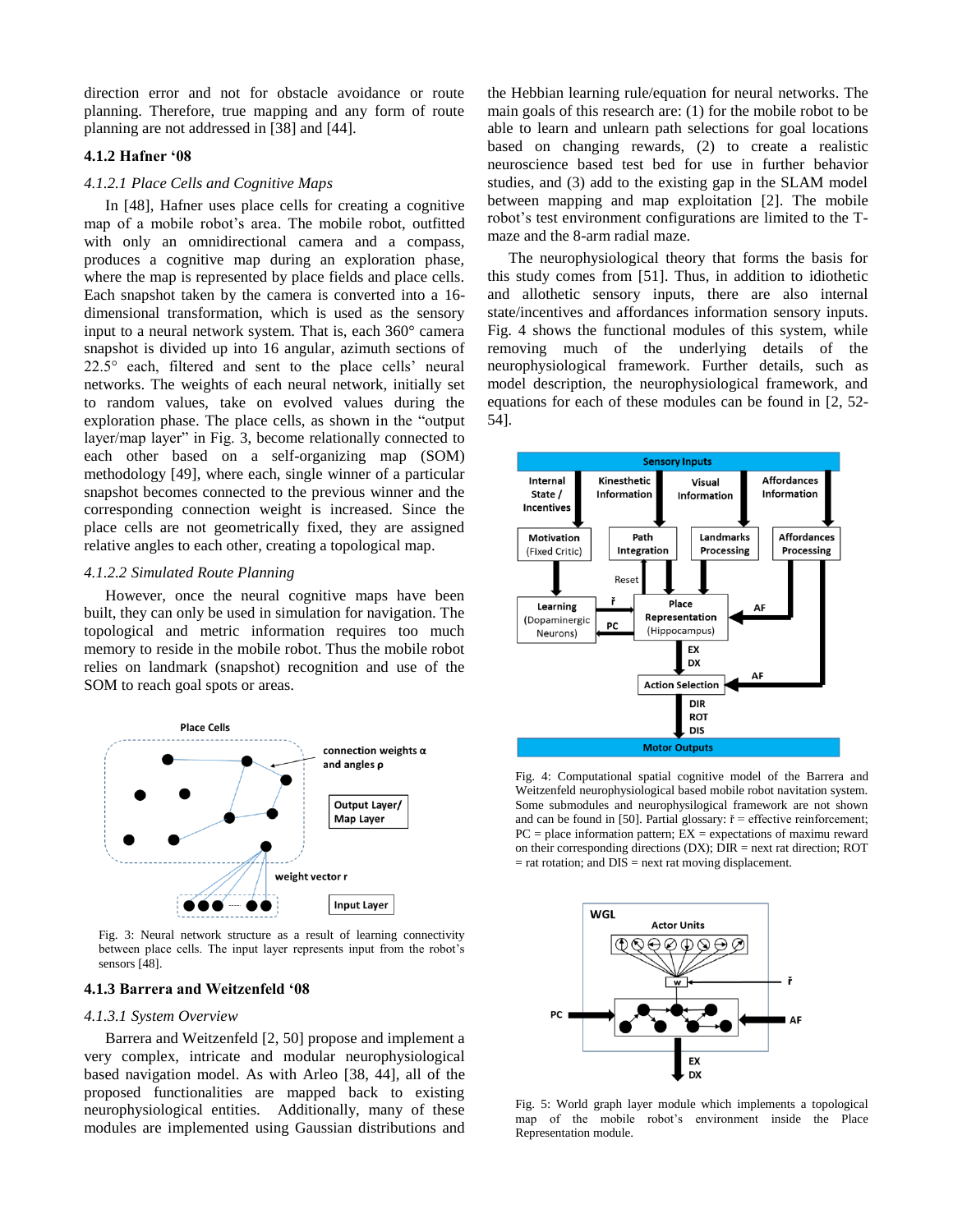direction error and not for obstacle avoidance or route planning. Therefore, true mapping and any form of route planning are not addressed in [38] and [44].

### 4.1.2 Hafner '08

#### *4.1.2.1 Place Cells and Cognitive Maps*

In [48], Hafner uses place cells for creating a cognitive map of a mobile robot's area. The mobile robot, outfitted with only an omnidirectional camera and a compass, produces a cognitive map during an exploration phase, where the map is represented by place fields and place cells. Each snapshot taken by the camera is converted into a 16-dimensional transformation, which is used as the sensory input to a neural network system. That is, each 360° camera snapshot is divided up into 16 angular, azimuth sections of 22.5° each, filtered and sent to the place cells' neural networks. The weights of each neural network, initially set to random values, take on evolved values during the exploration phase. The place cells, as shown in the "output layer/map layer" in Fig. 3, become relationally connected to each other based on a self-organizing map (SOM) methodology [49], where each, single winner of a particular snapshot becomes connected to the previous winner and the corresponding connection weight is increased. Since the place cells are not geometrically fixed, they are assigned relative angles to each other, creating a topological map.

#### *4.1.2.2 Simulated Route Planning*

However, once the neural cognitive maps have been built, they can only be used in simulation for navigation. The topological and metric information requires too much memory to reside in the mobile robot. Thus the mobile robot relies on landmark (snapshot) recognition and use of the SOM to reach goal spots or areas.

Fig. 3: Neural network structure as a result of learning connectivity between place cells. The input layer represents input from the robot's sensors [48].

### 4.1.3 Barrera and Weitzenfeld '08

#### *4.1.3.1 System Overview*

Barrera and Weitzenfeld [2, 50] propose and implement a very complex, intricate and modular neurophysiological based navigation model. As with Arleo [38, 44], all of the proposed functionalities are mapped back to existing neurophysiological entities. Additionally, many of these modules are implemented using Gaussian distributions and the Hebbian learning rule/equation for neural networks. The main goals of this research are: (1) for the mobile robot to be able to learn and unlearn path selections for goal locations based on changing rewards, (2) to create a realistic neuroscience based test bed for use in further behavior studies, and (3) add to the existing gap in the SLAM model between mapping and map exploitation [2]. The mobile robot's test environment configurations are limited to the T-maze and the 8-arm radial maze.

The neurophysiological theory that forms the basis for this study comes from [51]. Thus, in addition to idiothetic and allothetic sensory inputs, there are also internal state/incentives and affordances information sensory inputs. Fig. 4 shows the functional modules of this system, while removing much of the underlying details of the neurophysiological framework. Further details, such as model description, the neurophysiological framework, and equations for each of these modules can be found in [2, 52-54].

Fig. 4: Computational spatial cognitive model of the Barrera and Weitzenfeld neurophysiological based mobile robot navigation system. Some submodules and neurophysilogical framework are not shown and can be found in [50]. Partial glossary: ȓ = effective reinforcement; PC = place information pattern; EX = expectations of maximu reward on their corresponding directions (DX); DIR = next rat direction; ROT = rat rotation; and DIS = next rat moving displacement.

Fig. 5: World graph layer module which implements a topological map of the mobile robot's environment inside the Place Representation module.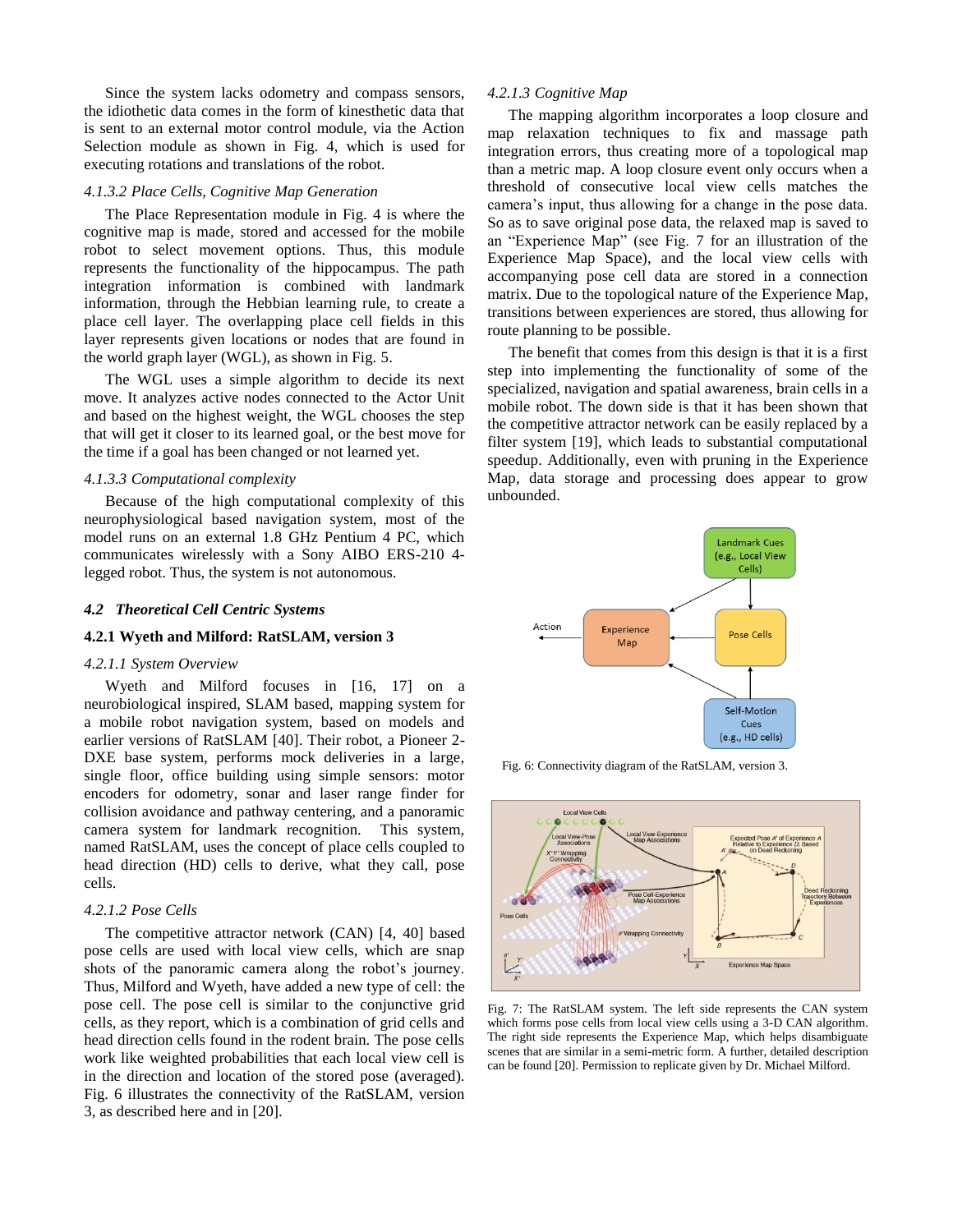Since the system lacks odometry and compass sensors, the idiothetic data comes in the form of kinesthetic data that is sent to an external motor control module, via the Action Selection module as shown in Fig. 4, which is used for executing rotations and translations of the robot.

#### *4.1.3.2 Place Cells, Cognitive Map Generation*

The Place Representation module in Fig. 4 is where the cognitive map is made, stored and accessed for the mobile robot to select movement options. Thus, this module represents the functionality of the hippocampus. The path integration information is combined with landmark information, through the Hebbian learning rule, to create a place cell layer. The overlapping place cell fields in this layer represents given locations or nodes that are found in the world graph layer (WGL), as shown in Fig. 5.

The WGL uses a simple algorithm to decide its next move. It analyzes active nodes connected to the Actor Unit and based on the highest weight, the WGL chooses the step that will get it closer to its learned goal, or the best move for the time if a goal has been changed or not learned yet.

#### *4.1.3.3 Computational complexity*

Because of the high computational complexity of this neurophysiological based navigation system, most of the model runs on an external 1.8 GHz Pentium 4 PC, which communicates wirelessly with a Sony AIBO ERS-210 4-legged robot. Thus, the system is not autonomous.

## *4.2 Theoretical Cell Centric Systems*

### 4.2.1 Wyeth and Milford: RatSLAM, version 3

#### *4.2.1.1 System Overview*

Wyeth and Milford focuses in [16, 17] on a neurobiological inspired, SLAM based, mapping system for a mobile robot navigation system, based on models and earlier versions of RatSLAM [40]. Their robot, a Pioneer 2-DXE base system, performs mock deliveries in a large, single floor, office building using simple sensors: motor encoders for odometry, sonar and laser range finder for collision avoidance and pathway centering, and a panoramic camera system for landmark recognition. This system, named RatSLAM, uses the concept of place cells coupled to head direction (HD) cells to derive, what they call, pose cells.

#### *4.2.1.2 Pose Cells*

The competitive attractor network (CAN) [4, 40] based pose cells are used with local view cells, which are snap shots of the panoramic camera along the robot's journey. Thus, Milford and Wyeth, have added a new type of cell: the pose cell. The pose cell is similar to the conjunctive grid cells, as they report, which is a combination of grid cells and head direction cells found in the rodent brain. The pose cells work like weighted probabilities that each local view cell is in the direction and location of the stored pose (averaged). Fig. 6 illustrates the connectivity of the RatSLAM, version 3, as described here and in [20].

#### *4.2.1.3 Cognitive Map*

The mapping algorithm incorporates a loop closure and map relaxation techniques to fix and massage path integration errors, thus creating more of a topological map than a metric map. A loop closure event only occurs when a threshold of consecutive local view cells matches the camera's input, thus allowing for a change in the pose data. So as to save original pose data, the relaxed map is saved to an "Experience Map" (see Fig. 7 for an illustration of the Experience Map Space), and the local view cells with accompanying pose cell data are stored in a connection matrix. Due to the topological nature of the Experience Map, transitions between experiences are stored, thus allowing for route planning to be possible.

The benefit that comes from this design is that it is a first step into implementing the functionality of some of the specialized, navigation and spatial awareness, brain cells in a mobile robot. The down side is that it has been shown that the competitive attractor network can be easily replaced by a filter system [19], which leads to substantial computational speedup. Additionally, even with pruning in the Experience Map, data storage and processing does appear to grow unbounded.

Fig. 6: Connectivity diagram of the RatSLAM, version 3.

Fig. 7: The RatSLAM system. The left side represents the CAN system which forms pose cells from local view cells using a 3-D CAN algorithm. The right side represents the Experience Map, which helps disambiguate scenes that are similar in a semi-metric form. A further, detailed description can be found [20]. Permission to replicate given by Dr. Michael Milford.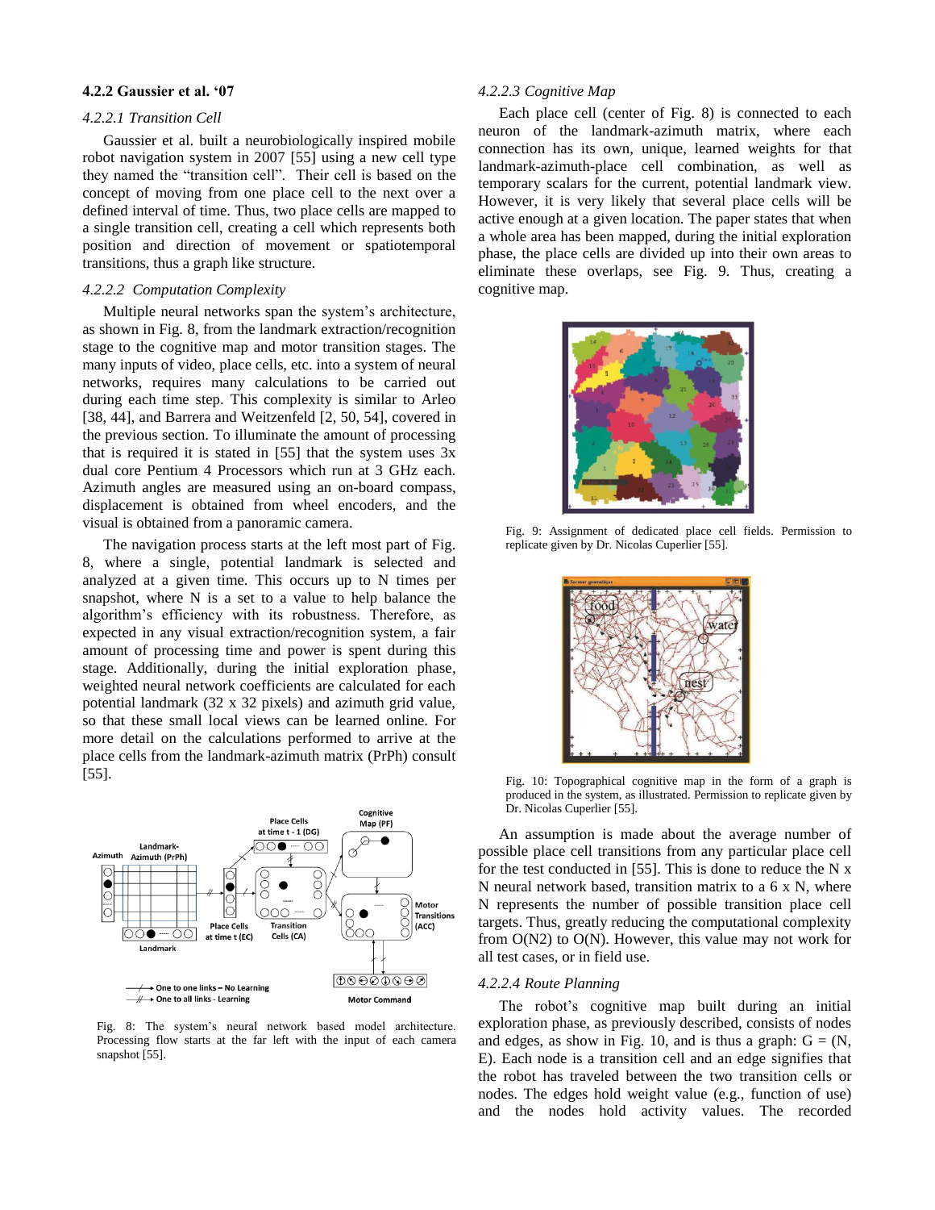### 4.2.2 Gaussier et al. '07

#### *4.2.2.1 Transition Cell*

Gaussier et al. built a neurobiologically inspired mobile robot navigation system in 2007 [55] using a new cell type they named the "transition cell". Their cell is based on the concept of moving from one place cell to the next over a defined interval of time. Thus, two place cells are mapped to a single transition cell, creating a cell which represents both position and direction of movement or spatiotemporal transitions, thus a graph like structure.

#### *4.2.2.2 Computation Complexity*

Multiple neural networks span the system's architecture, as shown in Fig. 8, from the landmark extraction/recognition stage to the cognitive map and motor transition stages. The many inputs of video, place cells, etc. into a system of neural networks, requires many calculations to be carried out during each time step. This complexity is similar to Arleo [38, 44], and Barrera and Weitzenfeld [2, 50, 54], covered in the previous section. To illuminate the amount of processing that is required it is stated in [55] that the system uses 3x dual core Pentium 4 Processors which run at 3 GHz each. Azimuth angles are measured using an on-board compass, displacement is obtained from wheel encoders, and the visual is obtained from a panoramic camera.

The navigation process starts at the left most part of Fig. 8, where a single, potential landmark is selected and analyzed at a given time. This occurs up to N times per snapshot, where N is a set to a value to help balance the algorithm's efficiency with its robustness. Therefore, as expected in any visual extraction/recognition system, a fair amount of processing time and power is spent during this stage. Additionally, during the initial exploration phase, weighted neural network coefficients are calculated for each potential landmark (32 x 32 pixels) and azimuth grid value, so that these small local views can be learned online. For more detail on the calculations performed to arrive at the place cells from the landmark-azimuth matrix (PrPh) consult [55].

Fig. 8: The system's neural network based model architecture. Processing flow starts at the far left with the input of each camera snapshot [55].

#### *4.2.2.3 Cognitive Map*

Each place cell (center of Fig. 8) is connected to each neuron of the landmark-azimuth matrix, where each connection has its own, unique, learned weights for that landmark-azimuth-place cell combination, as well as temporary scalars for the current, potential landmark view. However, it is very likely that several place cells will be active enough at a given location. The paper states that when a whole area has been mapped, during the initial exploration phase, the place cells are divided up into their own areas to eliminate these overlaps, see Fig. 9. Thus, creating a cognitive map.

Fig. 9: Assignment of dedicated place cell fields. Permission to replicate given by Dr. Nicolas Cuperlier [55].

Fig. 10: Topographical cognitive map in the form of a graph is produced in the system, as illustrated. Permission to replicate given by Dr. Nicolas Cuperlier [55].

An assumption is made about the average number of possible place cell transitions from any particular place cell for the test conducted in [55]. This is done to reduce the N x N neural network based, transition matrix to a 6 x N, where N represents the number of possible transition place cell targets. Thus, greatly reducing the computational complexity from O(N2) to O(N). However, this value may not work for all test cases, or in field use.

#### *4.2.2.4 Route Planning*

The robot's cognitive map built during an initial exploration phase, as previously described, consists of nodes and edges, as show in Fig. 10, and is thus a graph: G = (N, E). Each node is a transition cell and an edge signifies that the robot has traveled between the two transition cells or nodes. The edges hold weight value (e.g., function of use) and the nodes hold activity values. The recorded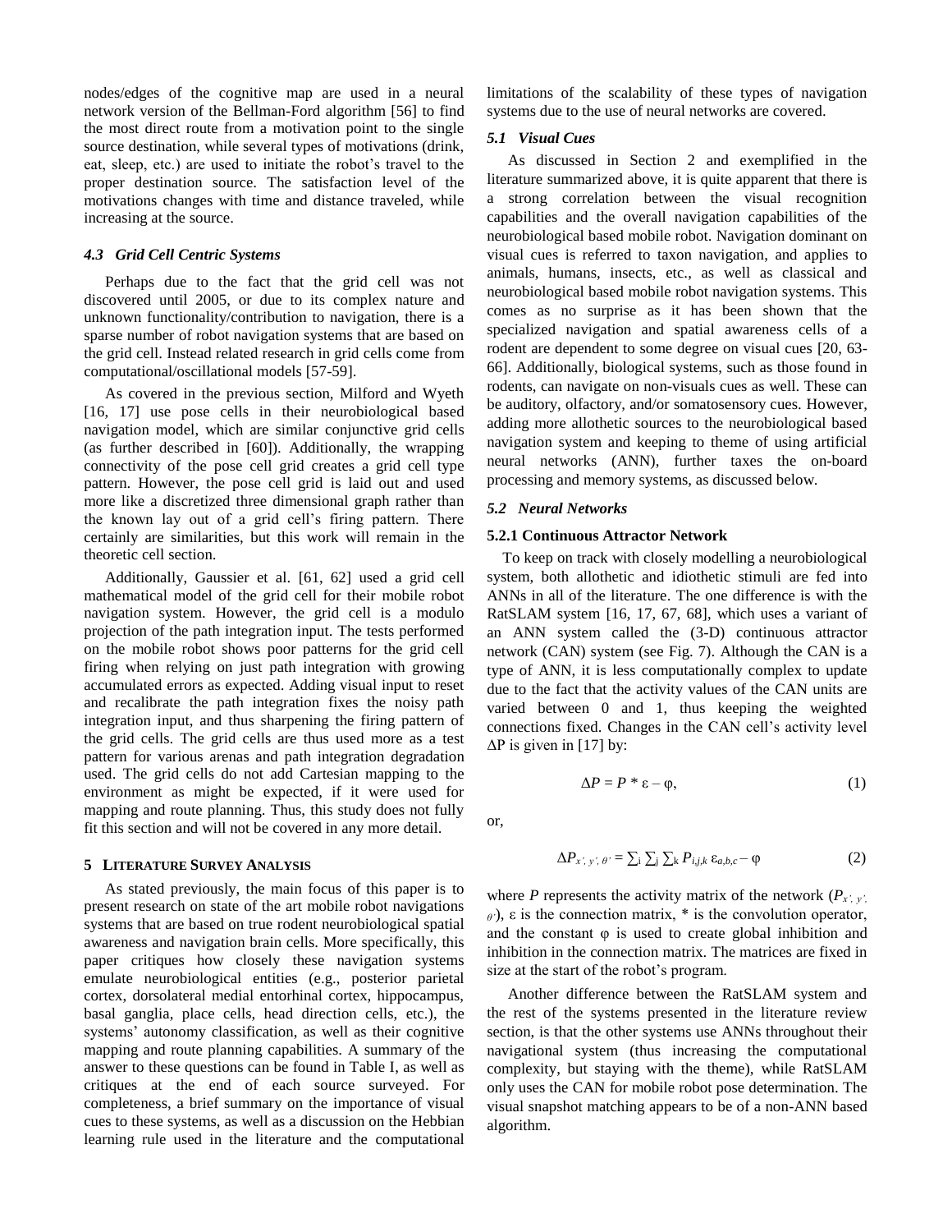nodes/edges of the cognitive map are used in a neural network version of the Bellman-Ford algorithm [56] to find the most direct route from a motivation point to the single source destination, while several types of motivations (drink, eat, sleep, etc.) are used to initiate the robot's travel to the proper destination source. The satisfaction level of the motivations changes with time and distance traveled, while increasing at the source.

### *4.3 Grid Cell Centric Systems*

Perhaps due to the fact that the grid cell was not discovered until 2005, or due to its complex nature and unknown functionality/contribution to navigation, there is a sparse number of robot navigation systems that are based on the grid cell. Instead related research in grid cells come from computational/oscillational models [57-59].

As covered in the previous section, Milford and Wyeth [16, 17] use pose cells in their neurobiological based navigation model, which are similar conjunctive grid cells (as further described in [60]). Additionally, the wrapping connectivity of the pose cell grid creates a grid cell type pattern. However, the pose cell grid is laid out and used more like a discretized three dimensional graph rather than the known lay out of a grid cell's firing pattern. There certainly are similarities, but this work will remain in the theoretic cell section.

Additionally, Gaussier et al. [61, 62] used a grid cell mathematical model of the grid cell for their mobile robot navigation system. However, the grid cell is a modulo projection of the path integration input. The tests performed on the mobile robot shows poor patterns for the grid cell firing when relying on just path integration with growing accumulated errors as expected. Adding visual input to reset and recalibrate the path integration fixes the noisy path integration input, and thus sharpening the firing pattern of the grid cells. The grid cells are thus used more as a test pattern for various arenas and path integration degradation used. The grid cells do not add Cartesian mapping to the environment as might be expected, if it were used for mapping and route planning. Thus, this study does not fully fit this section and will not be covered in any more detail.

## 5 Literature Survey Analysis

As stated previously, the main focus of this paper is to present research on state of the art mobile robot navigations systems that are based on true rodent neurobiological spatial awareness and navigation brain cells. More specifically, this paper critiques how closely these navigation systems emulate neurobiological entities (e.g., posterior parietal cortex, dorsolateral medial entorhinal cortex, hippocampus, basal ganglia, place cells, head direction cells, etc.), the systems' autonomy classification, as well as their cognitive mapping and route planning capabilities. A summary of the answer to these questions can be found in Table I, as well as critiques at the end of each source surveyed. For completeness, a brief summary on the importance of visual cues to these systems, as well as a discussion on the Hebbian learning rule used in the literature and the computational limitations of the scalability of these types of navigation systems due to the use of neural networks are covered.

### *5.1 Visual Cues*

As discussed in Section 2 and exemplified in the literature summarized above, it is quite apparent that there is a strong correlation between the visual recognition capabilities and the overall navigation capabilities of the neurobiological based mobile robot. Navigation dominant on visual cues is referred to taxon navigation, and applies to animals, humans, insects, etc., as well as classical and neurobiological based mobile robot navigation systems. This comes as no surprise as it has been shown that the specialized navigation and spatial awareness cells of a rodent are dependent to some degree on visual cues [20, 63-66]. Additionally, biological systems, such as those found in rodents, can navigate on non-visuals cues as well. These can be auditory, olfactory, and/or somatosensory cues. However, adding more allothetic sources to the neurobiological based navigation system and keeping to theme of using artificial neural networks (ANN), further taxes the on-board processing and memory systems, as discussed below.

### *5.2 Neural Networks*

#### 5.2.1 Continuous Attractor Network

To keep on track with closely modelling a neurobiological system, both allothetic and idiothetic stimuli are fed into ANNs in all of the literature. The one difference is with the RatSLAM system [16, 17, 67, 68], which uses a variant of an ANN system called the (3-D) continuous attractor network (CAN) system (see Fig. 7). Although the CAN is a type of ANN, it is less computationally complex to update due to the fact that the activity values of the CAN units are varied between 0 and 1, thus keeping the weighted connections fixed. Changes in the CAN cell's activity level $\Delta P$ is given in [17] by:

$$\Delta P = P * \varepsilon - \varphi, \tag{1}$$

or,

$$\Delta P_{x',y',\theta'} = \sum_i \sum_j \sum_k P_{i,j,k}\, \varepsilon_{a,b,c} - \varphi \tag{2}$$

where $P$ represents the activity matrix of the network ($P_{x',y',\theta'}$), $\varepsilon$ is the connection matrix, * is the convolution operator, and the constant $\varphi$ is used to create global inhibition and inhibition in the connection matrix. The matrices are fixed in size at the start of the robot's program.

Another difference between the RatSLAM system and the rest of the systems presented in the literature review section, is that the other systems use ANNs throughout their navigational system (thus increasing the computational complexity, but staying with the theme), while RatSLAM only uses the CAN for mobile robot pose determination. The visual snapshot matching appears to be of a non-ANN based algorithm.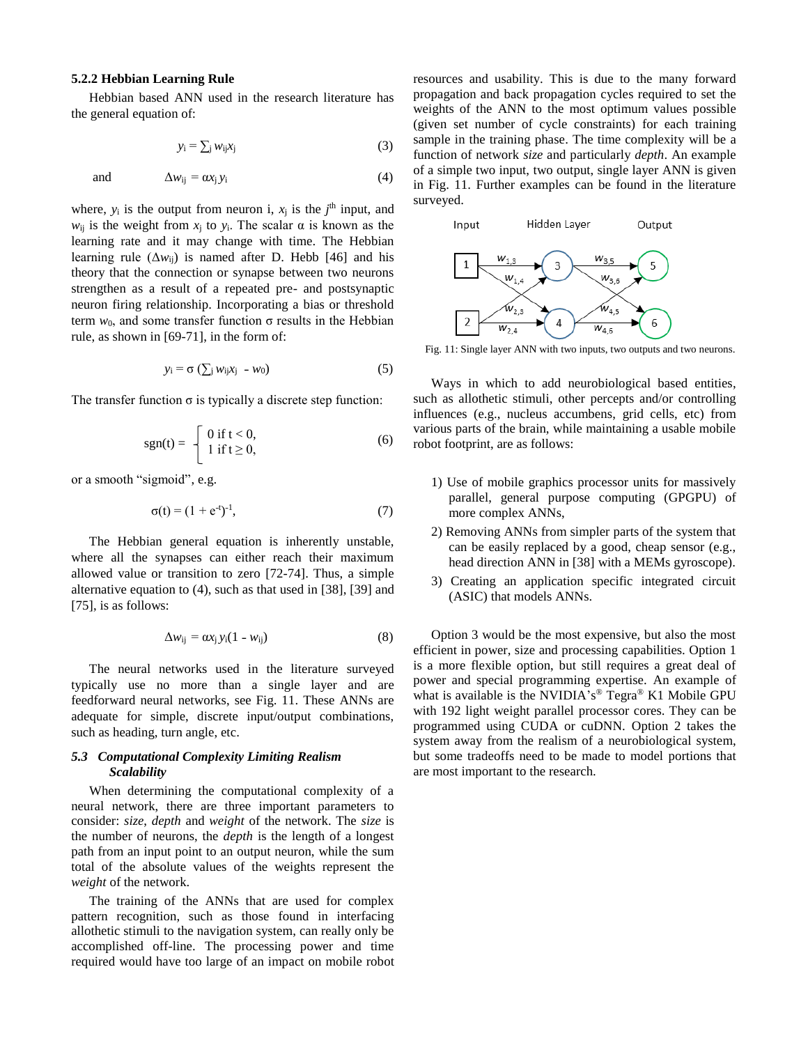### 5.2.2 Hebbian Learning Rule

Hebbian based ANN used in the research literature has the general equation of:

$$y_i = \sum_j w_{ij} x_j \tag{3}$$

and

$$\Delta w_{ij} = \alpha x_j y_i \tag{4}$$

where, $y_i$ is the output from neuron i, $x_j$ is the $j^{th}$ input, and $w_{ij}$ is the weight from $x_j$ to $y_i$. The scalar α is known as the learning rate and it may change with time. The Hebbian learning rule ($\Delta w_{ij}$) is named after D. Hebb [46] and his theory that the connection or synapse between two neurons strengthen as a result of a repeated pre- and postsynaptic neuron firing relationship. Incorporating a bias or threshold term $w_0$, and some transfer function σ results in the Hebbian rule, as shown in [69-71], in the form of:

$$y_i = \sigma \left(\sum_j w_{ij} x_j - w_0\right) \tag{5}$$

The transfer function σ is typically a discrete step function:

$$\mathrm{sgn}(t) = \begin{cases} 0 \text{ if } t < 0, \\ 1 \text{ if } t \geq 0, \end{cases} \tag{6}$$

or a smooth "sigmoid", e.g.

$$\sigma(t) = (1 + e^{-t})^{-1}, \tag{7}$$

The Hebbian general equation is inherently unstable, where all the synapses can either reach their maximum allowed value or transition to zero [72-74]. Thus, a simple alternative equation to (4), such as that used in [38], [39] and [75], is as follows:

$$\Delta w_{ij} = \alpha x_j y_i (1 - w_{ij}) \tag{8}$$

The neural networks used in the literature surveyed typically use no more than a single layer and are feedforward neural networks, see Fig. 11. These ANNs are adequate for simple, discrete input/output combinations, such as heading, turn angle, etc.

### *5.3 Computational Complexity Limiting Realism Scalability*

When determining the computational complexity of a neural network, there are three important parameters to consider: *size*, *depth* and *weight* of the network. The *size* is the number of neurons, the *depth* is the length of a longest path from an input point to an output neuron, while the sum total of the absolute values of the weights represent the *weight* of the network.

The training of the ANNs that are used for complex pattern recognition, such as those found in interfacing allothetic stimuli to the navigation system, can really only be accomplished off-line. The processing power and time required would have too large of an impact on mobile robot resources and usability. This is due to the many forward propagation and back propagation cycles required to set the weights of the ANN to the most optimum values possible (given set number of cycle constraints) for each training sample in the training phase. The time complexity will be a function of network *size* and particularly *depth*. An example of a simple two input, two output, single layer ANN is given in Fig. 11. Further examples can be found in the literature surveyed.

Fig. 11: Single layer ANN with two inputs, two outputs and two neurons.

Ways in which to add neurobiological based entities, such as allothetic stimuli, other percepts and/or controlling influences (e.g., nucleus accumbens, grid cells, etc) from various parts of the brain, while maintaining a usable mobile robot footprint, are as follows:

1) Use of mobile graphics processor units for massively parallel, general purpose computing (GPGPU) of more complex ANNs,
2) Removing ANNs from simpler parts of the system that can be easily replaced by a good, cheap sensor (e.g., head direction ANN in [38] with a MEMs gyroscope).
3) Creating an application specific integrated circuit (ASIC) that models ANNs.

Option 3 would be the most expensive, but also the most efficient in power, size and processing capabilities. Option 1 is a more flexible option, but still requires a great deal of power and special programming expertise. An example of what is available is the NVIDIA's® Tegra® K1 Mobile GPU with 192 light weight parallel processor cores. They can be programmed using CUDA or cuDNN. Option 2 takes the system away from the realism of a neurobiological system, but some tradeoffs need to be made to model portions that are most important to the research.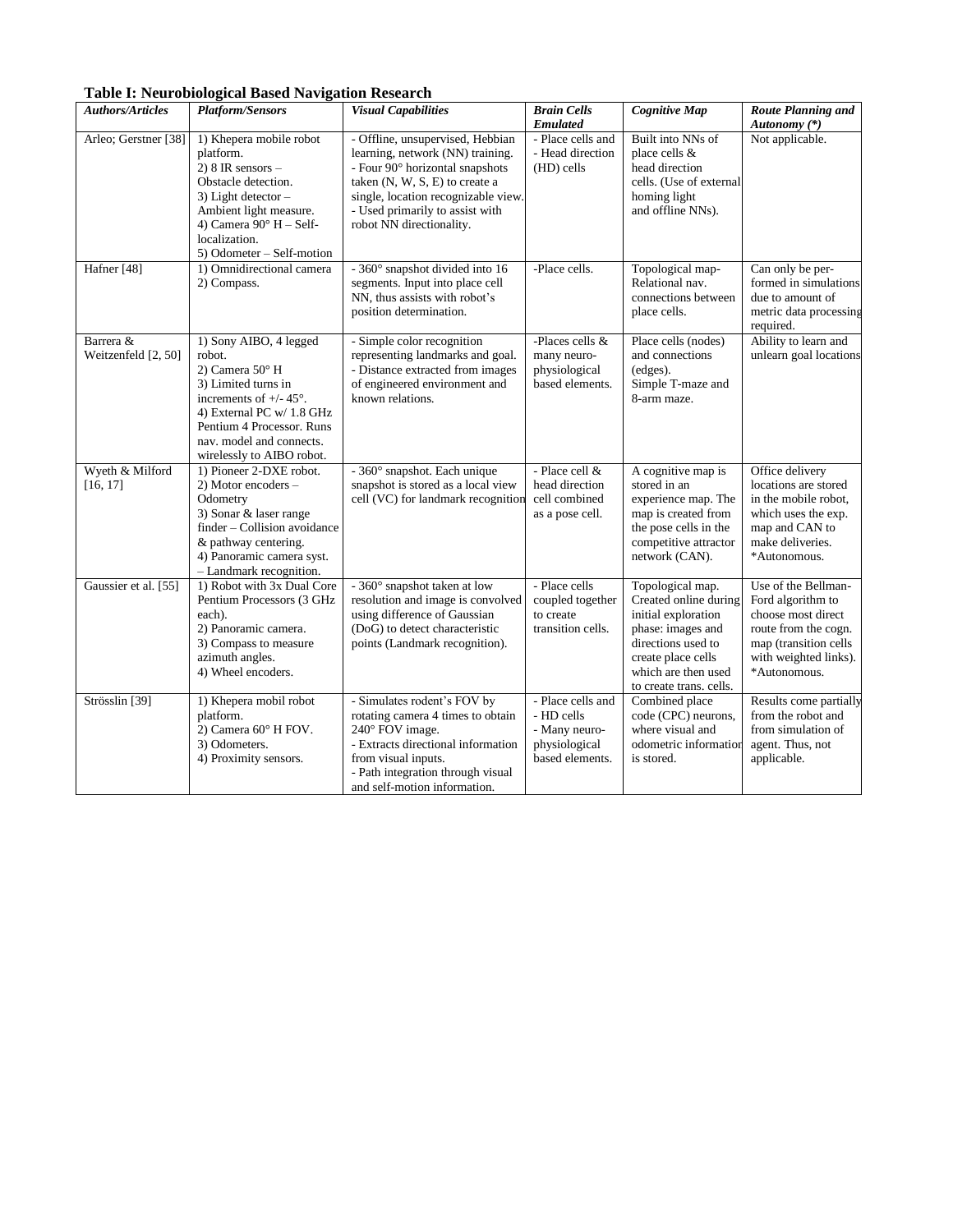**Table I: Neurobiological Based Navigation Research**

| *Authors/Articles* | *Platform/Sensors* | *Visual Capabilities* | *Brain Cells Emulated* | *Cognitive Map* | *Route Planning and Autonomy (\*)* |
|---|---|---|---|---|---|
| Arleo; Gerstner [38] | 1) Khepera mobile robot platform.<br>2) 8 IR sensors – Obstacle detection.<br>3) Light detector – Ambient light measure.<br>4) Camera 90° H – Self-localization.<br>5) Odometer – Self-motion | - Offline, unsupervised, Hebbian learning, network (NN) training.<br>- Four 90° horizontal snapshots taken (N, W, S, E) to create a single, location recognizable view.<br>- Used primarily to assist with robot NN directionality. | - Place cells and<br>- Head direction (HD) cells | Built into NNs of place cells & head direction cells. (Use of external homing light and offline NNs). | Not applicable. |
| Hafner [48] | 1) Omnidirectional camera<br>2) Compass. | - 360° snapshot divided into 16 segments. Input into place cell NN, thus assists with robot's position determination. | -Place cells. | Topological map- Relational nav. connections between place cells. | Can only be performed in simulations due to amount of metric data processing required. |
| Barrera & Weitzenfeld [2, 50] | 1) Sony AIBO, 4 legged robot.<br>2) Camera 50° H<br>3) Limited turns in increments of +/- 45°.<br>4) External PC w/ 1.8 GHz Pentium 4 Processor. Runs nav. model and connects. wirelessly to AIBO robot. | - Simple color recognition representing landmarks and goal.<br>- Distance extracted from images of engineered environment and known relations. | -Places cells & many neuro-physiological based elements. | Place cells (nodes) and connections (edges).<br>Simple T-maze and 8-arm maze. | Ability to learn and unlearn goal locations |
| Wyeth & Milford [16, 17] | 1) Pioneer 2-DXE robot.<br>2) Motor encoders – Odometry<br>3) Sonar & laser range finder – Collision avoidance & pathway centering.<br>4) Panoramic camera syst. – Landmark recognition. | - 360° snapshot. Each unique snapshot is stored as a local view cell (VC) for landmark recognition | - Place cell & head direction cell combined as a pose cell. | A cognitive map is stored in an experience map. The map is created from the pose cells in the competitive attractor network (CAN). | Office delivery locations are stored in the mobile robot, which uses the exp. map and CAN to make deliveries.<br>\*Autonomous. |
| Gaussier et al. [55] | 1) Robot with 3x Dual Core Pentium Processors (3 GHz each).<br>2) Panoramic camera.<br>3) Compass to measure azimuth angles.<br>4) Wheel encoders. | - 360° snapshot taken at low resolution and image is convolved using difference of Gaussian (DoG) to detect characteristic points (Landmark recognition). | - Place cells coupled together to create transition cells. | Topological map. Created online during initial exploration phase: images and directions used to create place cells which are then used to create trans. cells. | Use of the Bellman-Ford algorithm to choose most direct route from the cogn. map (transition cells with weighted links).<br>\*Autonomous. |
| Strösslin [39] | 1) Khepera mobil robot platform.<br>2) Camera 60° H FOV.<br>3) Odometers.<br>4) Proximity sensors. | - Simulates rodent's FOV by rotating camera 4 times to obtain 240° FOV image.<br>- Extracts directional information from visual inputs.<br>- Path integration through visual and self-motion information. | - Place cells and<br>- HD cells<br>- Many neuro-physiological based elements. | Combined place code (CPC) neurons, where visual and odometric information is stored. | Results come partially from the robot and from simulation of agent. Thus, not applicable. |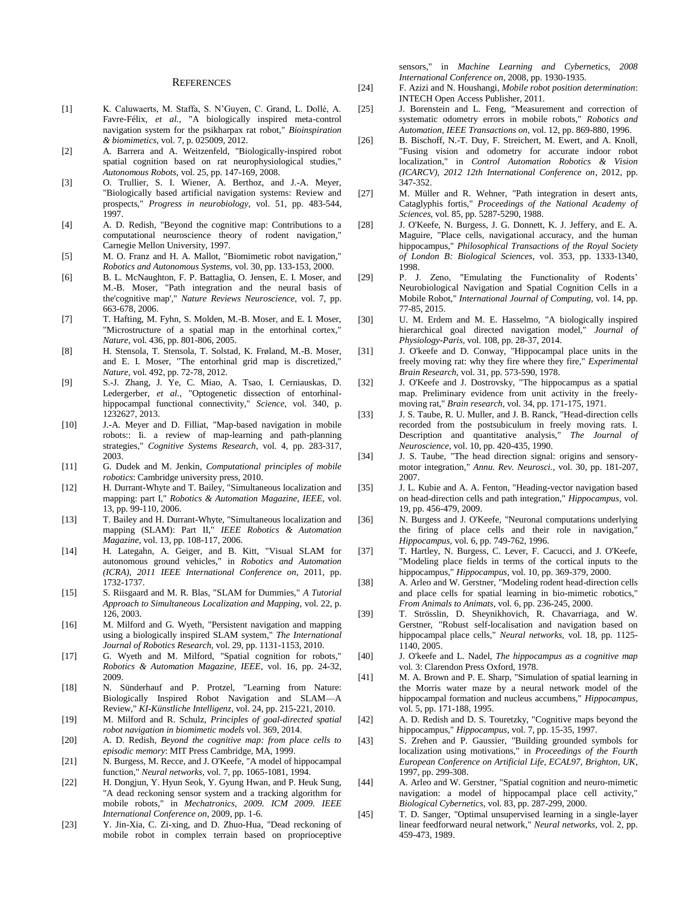# REFERENCES

[1] K. Caluwaerts, M. Staffa, S. N'Guyen, C. Grand, L. Dollé, A. Favre-Félix, *et al.*, "A biologically inspired meta-control navigation system for the psikharpax rat robot," *Bioinspiration & biomimetics*, vol. 7, p. 025009, 2012.

[2] A. Barrera and A. Weitzenfeld, "Biologically-inspired robot spatial cognition based on rat neurophysiological studies," *Autonomous Robots*, vol. 25, pp. 147-169, 2008.

[3] O. Trullier, S. I. Wiener, A. Berthoz, and J.-A. Meyer, "Biologically based artificial navigation systems: Review and prospects," *Progress in neurobiology*, vol. 51, pp. 483-544, 1997.

[4] A. D. Redish, "Beyond the cognitive map: Contributions to a computational neuroscience theory of rodent navigation," Carnegie Mellon University, 1997.

[5] M. O. Franz and H. A. Mallot, "Biomimetic robot navigation," *Robotics and Autonomous Systems*, vol. 30, pp. 133-153, 2000.

[6] B. L. McNaughton, F. P. Battaglia, O. Jensen, E. I. Moser, and M.-B. Moser, "Path integration and the neural basis of the'cognitive map'," *Nature Reviews Neuroscience*, vol. 7, pp. 663-678, 2006.

[7] T. Hafting, M. Fyhn, S. Molden, M.-B. Moser, and E. I. Moser, "Microstructure of a spatial map in the entorhinal cortex," *Nature*, vol. 436, pp. 801-806, 2005.

[8] H. Stensola, T. Stensola, T. Solstad, K. Frøland, M.-B. Moser, and E. I. Moser, "The entorhinal grid map is discretized," *Nature*, vol. 492, pp. 72-78, 2012.

[9] S.-J. Zhang, J. Ye, C. Miao, A. Tsao, I. Cerniauskas, D. Ledergerber, *et al.*, "Optogenetic dissection of entorhinal-hippocampal functional connectivity," *Science*, vol. 340, p. 1232627, 2013.

[10] J.-A. Meyer and D. Filliat, "Map-based navigation in mobile robots:: Ii. a review of map-learning and path-planning strategies," *Cognitive Systems Research*, vol. 4, pp. 283-317, 2003.

[11] G. Dudek and M. Jenkin, *Computational principles of mobile robotics*: Cambridge university press, 2010.

[12] H. Durrant-Whyte and T. Bailey, "Simultaneous localization and mapping: part I," *Robotics & Automation Magazine, IEEE*, vol. 13, pp. 99-110, 2006.

[13] T. Bailey and H. Durrant-Whyte, "Simultaneous localization and mapping (SLAM): Part II," *IEEE Robotics & Automation Magazine*, vol. 13, pp. 108-117, 2006.

[14] H. Lategahn, A. Geiger, and B. Kitt, "Visual SLAM for autonomous ground vehicles," in *Robotics and Automation (ICRA), 2011 IEEE International Conference on*, 2011, pp. 1732-1737.

[15] S. Riisgaard and M. R. Blas, "SLAM for Dummies," *A Tutorial Approach to Simultaneous Localization and Mapping*, vol. 22, p. 126, 2003.

[16] M. Milford and G. Wyeth, "Persistent navigation and mapping using a biologically inspired SLAM system," *The International Journal of Robotics Research*, vol. 29, pp. 1131-1153, 2010.

[17] G. Wyeth and M. Milford, "Spatial cognition for robots," *Robotics & Automation Magazine, IEEE*, vol. 16, pp. 24-32, 2009.

[18] N. Sünderhauf and P. Protzel, "Learning from Nature: Biologically Inspired Robot Navigation and SLAM—A Review," *KI-Künstliche Intelligenz*, vol. 24, pp. 215-221, 2010.

[19] M. Milford and R. Schulz, *Principles of goal-directed spatial robot navigation in biomimetic models* vol. 369, 2014.

[20] A. D. Redish, *Beyond the cognitive map: from place cells to episodic memory*: MIT Press Cambridge, MA, 1999.

[21] N. Burgess, M. Recce, and J. O'Keefe, "A model of hippocampal function," *Neural networks*, vol. 7, pp. 1065-1081, 1994.

[22] H. Dongjun, Y. Hyun Seok, Y. Gyung Hwan, and P. Heuk Sung, "A dead reckoning sensor system and a tracking algorithm for mobile robots," in *Mechatronics, 2009. ICM 2009. IEEE International Conference on*, 2009, pp. 1-6.

[23] Y. Jin-Xia, C. Zi-xing, and D. Zhuo-Hua, "Dead reckoning of mobile robot in complex terrain based on proprioceptive sensors," in *Machine Learning and Cybernetics, 2008 International Conference on*, 2008, pp. 1930-1935.

[24] F. Azizi and N. Houshangi, *Mobile robot position determination*: INTECH Open Access Publisher, 2011.

[25] J. Borenstein and L. Feng, "Measurement and correction of systematic odometry errors in mobile robots," *Robotics and Automation, IEEE Transactions on*, vol. 12, pp. 869-880, 1996.

[26] B. Bischoff, N.-T. Duy, F. Streichert, M. Ewert, and A. Knoll, "Fusing vision and odometry for accurate indoor robot localization," in *Control Automation Robotics & Vision (ICARCV), 2012 12th International Conference on*, 2012, pp. 347-352.

[27] M. Müller and R. Wehner, "Path integration in desert ants, Cataglyphis fortis," *Proceedings of the National Academy of Sciences*, vol. 85, pp. 5287-5290, 1988.

[28] J. O'Keefe, N. Burgess, J. G. Donnett, K. J. Jeffery, and E. A. Maguire, "Place cells, navigational accuracy, and the human hippocampus," *Philosophical Transactions of the Royal Society of London B: Biological Sciences*, vol. 353, pp. 1333-1340, 1998.

[29] P. J. Zeno, "Emulating the Functionality of Rodents' Neurobiological Navigation and Spatial Cognition Cells in a Mobile Robot," *International Journal of Computing*, vol. 14, pp. 77-85, 2015.

[30] U. M. Erdem and M. E. Hasselmo, "A biologically inspired hierarchical goal directed navigation model," *Journal of Physiology-Paris*, vol. 108, pp. 28-37, 2014.

[31] J. O'keefe and D. Conway, "Hippocampal place units in the freely moving rat: why they fire where they fire," *Experimental Brain Research*, vol. 31, pp. 573-590, 1978.

[32] J. O'Keefe and J. Dostrovsky, "The hippocampus as a spatial map. Preliminary evidence from unit activity in the freely-moving rat," *Brain research*, vol. 34, pp. 171-175, 1971.

[33] J. S. Taube, R. U. Muller, and J. B. Ranck, "Head-direction cells recorded from the postsubiculum in freely moving rats. I. Description and quantitative analysis," *The Journal of Neuroscience*, vol. 10, pp. 420-435, 1990.

[34] J. S. Taube, "The head direction signal: origins and sensory-motor integration," *Annu. Rev. Neurosci.*, vol. 30, pp. 181-207, 2007.

[35] J. L. Kubie and A. A. Fenton, "Heading-vector navigation based on head-direction cells and path integration," *Hippocampus*, vol. 19, pp. 456-479, 2009.

[36] N. Burgess and J. O'Keefe, "Neuronal computations underlying the firing of place cells and their role in navigation," *Hippocampus*, vol. 6, pp. 749-762, 1996.

[37] T. Hartley, N. Burgess, C. Lever, F. Cacucci, and J. O'Keefe, "Modeling place fields in terms of the cortical inputs to the hippocampus," *Hippocampus*, vol. 10, pp. 369-379, 2000.

[38] A. Arleo and W. Gerstner, "Modeling rodent head-direction cells and place cells for spatial learning in bio-mimetic robotics," *From Animals to Animats*, vol. 6, pp. 236-245, 2000.

[39] T. Strösslin, D. Sheynikhovich, R. Chavarriaga, and W. Gerstner, "Robust self-localisation and navigation based on hippocampal place cells," *Neural networks*, vol. 18, pp. 1125-1140, 2005.

[40] J. O'keefe and L. Nadel, *The hippocampus as a cognitive map* vol. 3: Clarendon Press Oxford, 1978.

[41] M. A. Brown and P. E. Sharp, "Simulation of spatial learning in the Morris water maze by a neural network model of the hippocampal formation and nucleus accumbens," *Hippocampus*, vol. 5, pp. 171-188, 1995.

[42] A. D. Redish and D. S. Touretzky, "Cognitive maps beyond the hippocampus," *Hippocampus*, vol. 7, pp. 15-35, 1997.

[43] S. Zrehen and P. Gaussier, "Building grounded symbols for localization using motivations," in *Proceedings of the Fourth European Conference on Artificial Life, ECAL97, Brighton, UK*, 1997, pp. 299-308.

[44] A. Arleo and W. Gerstner, "Spatial cognition and neuro-mimetic navigation: a model of hippocampal place cell activity," *Biological Cybernetics*, vol. 83, pp. 287-299, 2000.

[45] T. D. Sanger, "Optimal unsupervised learning in a single-layer linear feedforward neural network," *Neural networks*, vol. 2, pp. 459-473, 1989.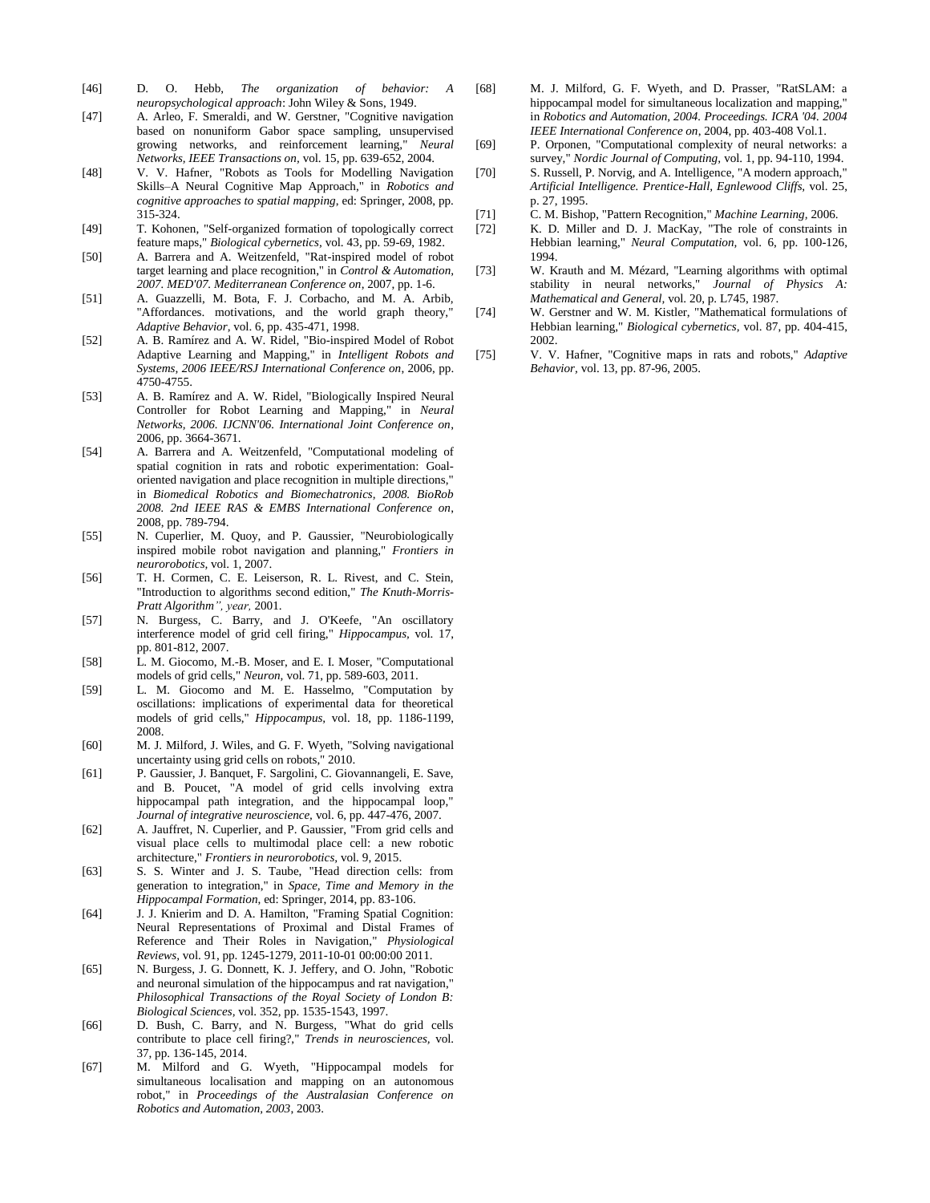[46] D. O. Hebb, *The organization of behavior: A neuropsychological approach*: John Wiley & Sons, 1949.

[47] A. Arleo, F. Smeraldi, and W. Gerstner, "Cognitive navigation based on nonuniform Gabor space sampling, unsupervised growing networks, and reinforcement learning," *Neural Networks, IEEE Transactions on*, vol. 15, pp. 639-652, 2004.

[48] V. V. Hafner, "Robots as Tools for Modelling Navigation Skills–A Neural Cognitive Map Approach," in *Robotics and cognitive approaches to spatial mapping*, ed: Springer, 2008, pp. 315-324.

[49] T. Kohonen, "Self-organized formation of topologically correct feature maps," *Biological cybernetics*, vol. 43, pp. 59-69, 1982.

[50] A. Barrera and A. Weitzenfeld, "Rat-inspired model of robot target learning and place recognition," in *Control & Automation, 2007. MED'07. Mediterranean Conference on*, 2007, pp. 1-6.

[51] A. Guazzelli, M. Bota, F. J. Corbacho, and M. A. Arbib, "Affordances. motivations, and the world graph theory," *Adaptive Behavior*, vol. 6, pp. 435-471, 1998.

[52] A. B. Ramírez and A. W. Ridel, "Bio-inspired Model of Robot Adaptive Learning and Mapping," in *Intelligent Robots and Systems, 2006 IEEE/RSJ International Conference on*, 2006, pp. 4750-4755.

[53] A. B. Ramírez and A. W. Ridel, "Biologically Inspired Neural Controller for Robot Learning and Mapping," in *Neural Networks, 2006. IJCNN'06. International Joint Conference on*, 2006, pp. 3664-3671.

[54] A. Barrera and A. Weitzenfeld, "Computational modeling of spatial cognition in rats and robotic experimentation: Goal-oriented navigation and place recognition in multiple directions," in *Biomedical Robotics and Biomechatronics, 2008. BioRob 2008. 2nd IEEE RAS & EMBS International Conference on*, 2008, pp. 789-794.

[55] N. Cuperlier, M. Quoy, and P. Gaussier, "Neurobiologically inspired mobile robot navigation and planning," *Frontiers in neurorobotics*, vol. 1, 2007.

[56] T. H. Cormen, C. E. Leiserson, R. L. Rivest, and C. Stein, "Introduction to algorithms second edition," *The Knuth-Morris-Pratt Algorithm", year,* 2001.

[57] N. Burgess, C. Barry, and J. O'Keefe, "An oscillatory interference model of grid cell firing," *Hippocampus*, vol. 17, pp. 801-812, 2007.

[58] L. M. Giocomo, M.-B. Moser, and E. I. Moser, "Computational models of grid cells," *Neuron*, vol. 71, pp. 589-603, 2011.

[59] L. M. Giocomo and M. E. Hasselmo, "Computation by oscillations: implications of experimental data for theoretical models of grid cells," *Hippocampus*, vol. 18, pp. 1186-1199, 2008.

[60] M. J. Milford, J. Wiles, and G. F. Wyeth, "Solving navigational uncertainty using grid cells on robots," 2010.

[61] P. Gaussier, J. Banquet, F. Sargolini, C. Giovannangeli, E. Save, and B. Poucet, "A model of grid cells involving extra hippocampal path integration, and the hippocampal loop," *Journal of integrative neuroscience*, vol. 6, pp. 447-476, 2007.

[62] A. Jauffret, N. Cuperlier, and P. Gaussier, "From grid cells and visual place cells to multimodal place cell: a new robotic architecture," *Frontiers in neurorobotics*, vol. 9, 2015.

[63] S. S. Winter and J. S. Taube, "Head direction cells: from generation to integration," in *Space, Time and Memory in the Hippocampal Formation*, ed: Springer, 2014, pp. 83-106.

[64] J. J. Knierim and D. A. Hamilton, "Framing Spatial Cognition: Neural Representations of Proximal and Distal Frames of Reference and Their Roles in Navigation," *Physiological Reviews*, vol. 91, pp. 1245-1279, 2011-10-01 00:00:00 2011.

[65] N. Burgess, J. G. Donnett, K. J. Jeffery, and O. John, "Robotic and neuronal simulation of the hippocampus and rat navigation," *Philosophical Transactions of the Royal Society of London B: Biological Sciences*, vol. 352, pp. 1535-1543, 1997.

[66] D. Bush, C. Barry, and N. Burgess, "What do grid cells contribute to place cell firing?," *Trends in neurosciences*, vol. 37, pp. 136-145, 2014.

[67] M. Milford and G. Wyeth, "Hippocampal models for simultaneous localisation and mapping on an autonomous robot," in *Proceedings of the Australasian Conference on Robotics and Automation, 2003*, 2003.

[68] M. J. Milford, G. F. Wyeth, and D. Prasser, "RatSLAM: a hippocampal model for simultaneous localization and mapping," in *Robotics and Automation, 2004. Proceedings. ICRA '04. 2004 IEEE International Conference on*, 2004, pp. 403-408 Vol.1.

[69] P. Orponen, "Computational complexity of neural networks: a survey," *Nordic Journal of Computing*, vol. 1, pp. 94-110, 1994.

[70] S. Russell, P. Norvig, and A. Intelligence, "A modern approach," *Artificial Intelligence. Prentice-Hall, Egnlewood Cliffs*, vol. 25, p. 27, 1995.

[71] C. M. Bishop, "Pattern Recognition," *Machine Learning*, 2006.

[72] K. D. Miller and D. J. MacKay, "The role of constraints in Hebbian learning," *Neural Computation*, vol. 6, pp. 100-126, 1994.

[73] W. Krauth and M. Mézard, "Learning algorithms with optimal stability in neural networks," *Journal of Physics A: Mathematical and General*, vol. 20, p. L745, 1987.

[74] W. Gerstner and W. M. Kistler, "Mathematical formulations of Hebbian learning," *Biological cybernetics*, vol. 87, pp. 404-415, 2002.

[75] V. V. Hafner, "Cognitive maps in rats and robots," *Adaptive Behavior*, vol. 13, pp. 87-96, 2005.